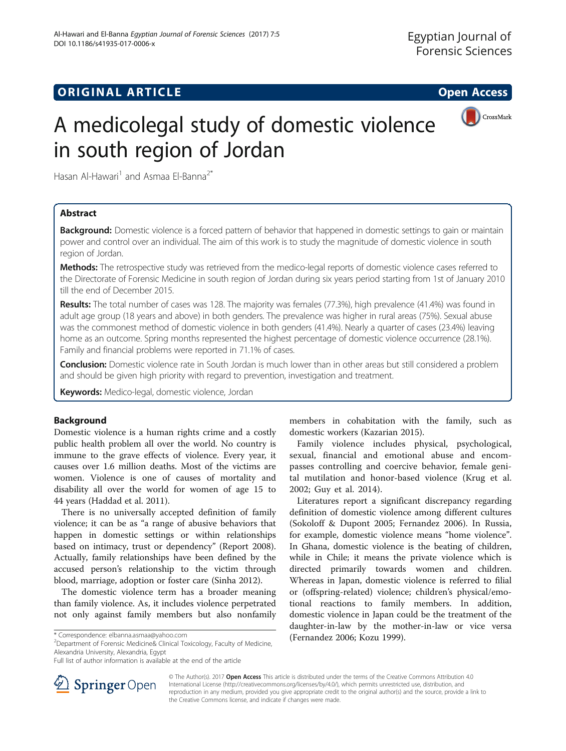ORIGINAL ARTICLE

Open Access

# A medicolegal study of domestic violence in south region of Jordan

Hasan Al-Hawari[1] and Asmaa El-Banna[2*]

## Abstract

**Background:** Domestic violence is a forced pattern of behavior that happened in domestic settings to gain or maintain power and control over an individual. The aim of this work is to study the magnitude of domestic violence in south region of Jordan.

**Methods:** The retrospective study was retrieved from the medico-legal reports of domestic violence cases referred to the Directorate of Forensic Medicine in south region of Jordan during six years period starting from 1st of January 2010 till the end of December 2015.

**Results:** The total number of cases was 128. The majority was females (77.3%), high prevalence (41.4%) was found in adult age group (18 years and above) in both genders. The prevalence was higher in rural areas (75%). Sexual abuse was the commonest method of domestic violence in both genders (41.4%). Nearly a quarter of cases (23.4%) leaving home as an outcome. Spring months represented the highest percentage of domestic violence occurrence (28.1%). Family and financial problems were reported in 71.1% of cases.

**Conclusion:** Domestic violence rate in South Jordan is much lower than in other areas but still considered a problem and should be given high priority with regard to prevention, investigation and treatment.

**Keywords:** Medico-legal, domestic violence, Jordan

## Background

Domestic violence is a human rights crime and a costly public health problem all over the world. No country is immune to the grave effects of violence. Every year, it causes over 1.6 million deaths. Most of the victims are women. Violence is one of causes of mortality and disability all over the world for women of age 15 to 44 years (Haddad et al. 2011).

There is no universally accepted definition of family violence; it can be as "a range of abusive behaviors that happen in domestic settings or within relationships based on intimacy, trust or dependency" (Report 2008). Actually, family relationships have been defined by the accused person's relationship to the victim through blood, marriage, adoption or foster care (Sinha 2012).

The domestic violence term has a broader meaning than family violence. As, it includes violence perpetrated not only against family members but also nonfamily members in cohabitation with the family, such as domestic workers (Kazarian 2015).

Family violence includes physical, psychological, sexual, financial and emotional abuse and encompasses controlling and coercive behavior, female genital mutilation and honor-based violence (Krug et al. 2002; Guy et al. 2014).

Literatures report a significant discrepancy regarding definition of domestic violence among different cultures (Sokoloff & Dupont 2005; Fernandez 2006). In Russia, for example, domestic violence means "home violence". In Ghana, domestic violence is the beating of children, while in Chile; it means the private violence which is directed primarily towards women and children. Whereas in Japan, domestic violence is referred to filial or (offspring-related) violence; children's physical/emotional reactions to family members. In addition, domestic violence in Japan could be the treatment of the daughter-in-law by the mother-in-law or vice versa (Fernandez 2006; Kozu 1999).

\* Correspondence: elbanna.asmaa@yahoo.com
[2]Department of Forensic Medicine& Clinical Toxicology, Faculty of Medicine, Alexandria University, Alexandria, Egypt
Full list of author information is available at the end of the article

© The Author(s). 2017 **Open Access** This article is distributed under the terms of the Creative Commons Attribution 4.0 International License (http://creativecommons.org/licenses/by/4.0/), which permits unrestricted use, distribution, and reproduction in any medium, provided you give appropriate credit to the original author(s) and the source, provide a link to the Creative Commons license, and indicate if changes were made.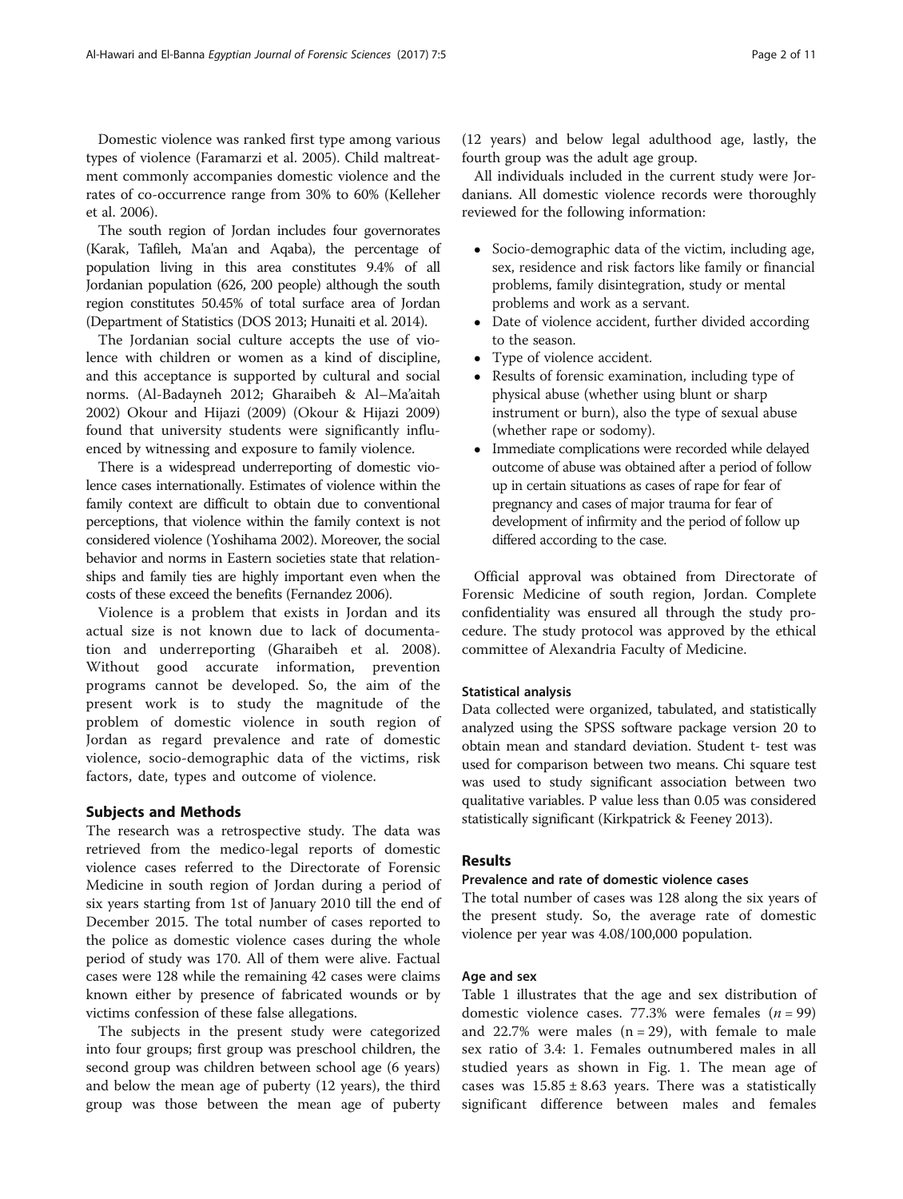Domestic violence was ranked first type among various types of violence (Faramarzi et al. 2005). Child maltreatment commonly accompanies domestic violence and the rates of co-occurrence range from 30% to 60% (Kelleher et al. 2006).

The south region of Jordan includes four governorates (Karak, Tafileh, Ma'an and Aqaba), the percentage of population living in this area constitutes 9.4% of all Jordanian population (626, 200 people) although the south region constitutes 50.45% of total surface area of Jordan (Department of Statistics (DOS 2013; Hunaiti et al. 2014).

The Jordanian social culture accepts the use of violence with children or women as a kind of discipline, and this acceptance is supported by cultural and social norms. (Al-Badayneh 2012; Gharaibeh & Al–Ma'aitah 2002) Okour and Hijazi (2009) (Okour & Hijazi 2009) found that university students were significantly influenced by witnessing and exposure to family violence.

There is a widespread underreporting of domestic violence cases internationally. Estimates of violence within the family context are difficult to obtain due to conventional perceptions, that violence within the family context is not considered violence (Yoshihama 2002). Moreover, the social behavior and norms in Eastern societies state that relationships and family ties are highly important even when the costs of these exceed the benefits (Fernandez 2006).

Violence is a problem that exists in Jordan and its actual size is not known due to lack of documentation and underreporting (Gharaibeh et al. 2008). Without good accurate information, prevention programs cannot be developed. So, the aim of the present work is to study the magnitude of the problem of domestic violence in south region of Jordan as regard prevalence and rate of domestic violence, socio-demographic data of the victims, risk factors, date, types and outcome of violence.

## Subjects and Methods

The research was a retrospective study. The data was retrieved from the medico-legal reports of domestic violence cases referred to the Directorate of Forensic Medicine in south region of Jordan during a period of six years starting from 1st of January 2010 till the end of December 2015. The total number of cases reported to the police as domestic violence cases during the whole period of study was 170. All of them were alive. Factual cases were 128 while the remaining 42 cases were claims known either by presence of fabricated wounds or by victims confession of these false allegations.

The subjects in the present study were categorized into four groups; first group was preschool children, the second group was children between school age (6 years) and below the mean age of puberty (12 years), the third group was those between the mean age of puberty (12 years) and below legal adulthood age, lastly, the fourth group was the adult age group.

All individuals included in the current study were Jordanians. All domestic violence records were thoroughly reviewed for the following information:

- Socio-demographic data of the victim, including age, sex, residence and risk factors like family or financial problems, family disintegration, study or mental problems and work as a servant.
- Date of violence accident, further divided according to the season.
- Type of violence accident.
- Results of forensic examination, including type of physical abuse (whether using blunt or sharp instrument or burn), also the type of sexual abuse (whether rape or sodomy).
- Immediate complications were recorded while delayed outcome of abuse was obtained after a period of follow up in certain situations as cases of rape for fear of pregnancy and cases of major trauma for fear of development of infirmity and the period of follow up differed according to the case.

Official approval was obtained from Directorate of Forensic Medicine of south region, Jordan. Complete confidentiality was ensured all through the study procedure. The study protocol was approved by the ethical committee of Alexandria Faculty of Medicine.

### Statistical analysis

Data collected were organized, tabulated, and statistically analyzed using the SPSS software package version 20 to obtain mean and standard deviation. Student t- test was used for comparison between two means. Chi square test was used to study significant association between two qualitative variables. P value less than 0.05 was considered statistically significant (Kirkpatrick & Feeney 2013).

## Results

### Prevalence and rate of domestic violence cases

The total number of cases was 128 along the six years of the present study. So, the average rate of domestic violence per year was 4.08/100,000 population.

### Age and sex

Table 1 illustrates that the age and sex distribution of domestic violence cases. 77.3% were females ($n = 99$) and 22.7% were males ($n = 29$), with female to male sex ratio of 3.4: 1. Females outnumbered males in all studied years as shown in Fig. 1. The mean age of cases was $15.85 \pm 8.63$ years. There was a statistically significant difference between males and females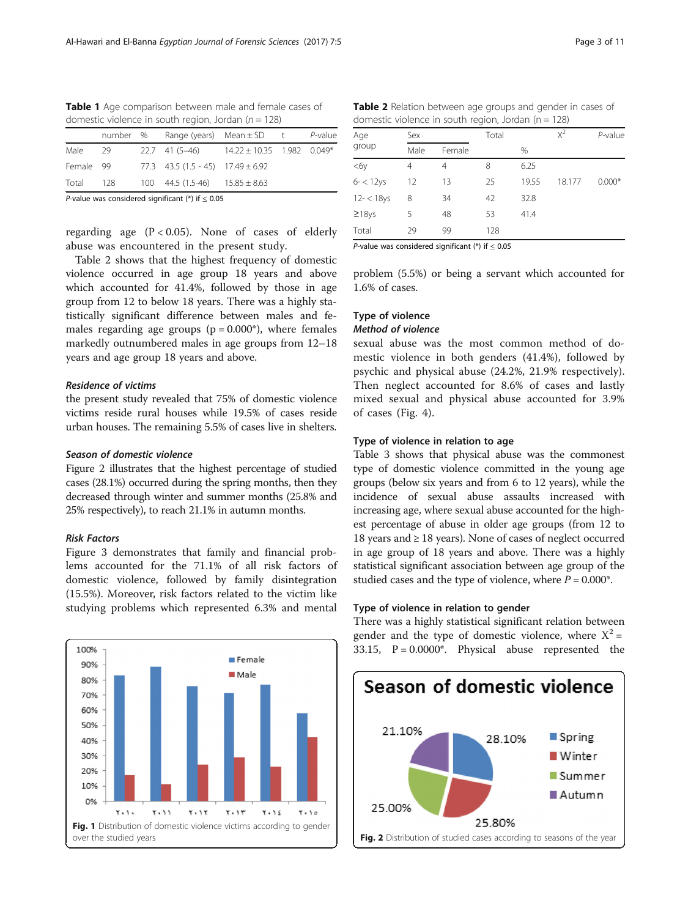**Table 1** Age comparison between male and female cases of domestic violence in south region, Jordan ($n = 128$)

| | number | % | Range (years) | Mean ± SD | t | *P*-value |
|---|---|---|---|---|---|---|
| Male | 29 | 22.7 | 41 (5–46) | 14.22 ± 10.35 | 1.982 | 0.049* |
| Female | 99 | 77.3 | 43.5 (1.5 - 45) | 17.49 ± 6.92 | | |
| Total | 128 | 100 | 44.5 (1.5-46) | 15.85 ± 8.63 | | |

*P*-value was considered significant (*) if ≤ 0.05

regarding age ($P < 0.05$). None of cases of elderly abuse was encountered in the present study.

Table 2 shows that the highest frequency of domestic violence occurred in age group 18 years and above which accounted for 41.4%, followed by those in age group from 12 to below 18 years. There was a highly statistically significant difference between males and females regarding age groups ($p = 0.000$*), where females markedly outnumbered males in age groups from 12–18 years and age group 18 years and above.

### *Residence of victims*

the present study revealed that 75% of domestic violence victims reside rural houses while 19.5% of cases reside urban houses. The remaining 5.5% of cases live in shelters.

### *Season of domestic violence*

Figure 2 illustrates that the highest percentage of studied cases (28.1%) occurred during the spring months, then they decreased through winter and summer months (25.8% and 25% respectively), to reach 21.1% in autumn months.

### *Risk Factors*

Figure 3 demonstrates that family and financial problems accounted for the 71.1% of all risk factors of domestic violence, followed by family disintegration (15.5%). Moreover, risk factors related to the victim like studying problems which represented 6.3% and mental

**Fig. 1** Distribution of domestic violence victims according to gender over the studied years

**Table 2** Relation between age groups and gender in cases of domestic violence in south region, Jordan (n = 128)

| Age group | Sex | | Total | | $X^2$ | *P*-value |
|---|---|---|---|---|---|---|
| | Male | Female | | % | | |
| <6y | 4 | 4 | 8 | 6.25 | | |
| 6- < 12ys | 12 | 13 | 25 | 19.55 | 18.177 | 0.000* |
| 12- < 18ys | 8 | 34 | 42 | 32.8 | | |
| ≥18ys | 5 | 48 | 53 | 41.4 | | |
| Total | 29 | 99 | 128 | | | |

*P*-value was considered significant (*) if ≤ 0.05

problem (5.5%) or being a servant which accounted for 1.6% of cases.

### Type of violence

### *Method of violence*

sexual abuse was the most common method of domestic violence in both genders (41.4%), followed by psychic and physical abuse (24.2%, 21.9% respectively). Then neglect accounted for 8.6% of cases and lastly mixed sexual and physical abuse accounted for 3.9% of cases (Fig. 4).

### Type of violence in relation to age

Table 3 shows that physical abuse was the commonest type of domestic violence committed in the young age groups (below six years and from 6 to 12 years), while the incidence of sexual abuse assaults increased with increasing age, where sexual abuse accounted for the highest percentage of abuse in older age groups (from 12 to 18 years and ≥ 18 years). None of cases of neglect occurred in age group of 18 years and above. There was a highly statistical significant association between age group of the studied cases and the type of violence, where $P = 0.000$*.

### Type of violence in relation to gender

There was a highly statistical significant relation between gender and the type of domestic violence, where $X^2 = 33.15$, $P = 0.0000$*. Physical abuse represented the

**Fig. 2** Distribution of studied cases according to seasons of the year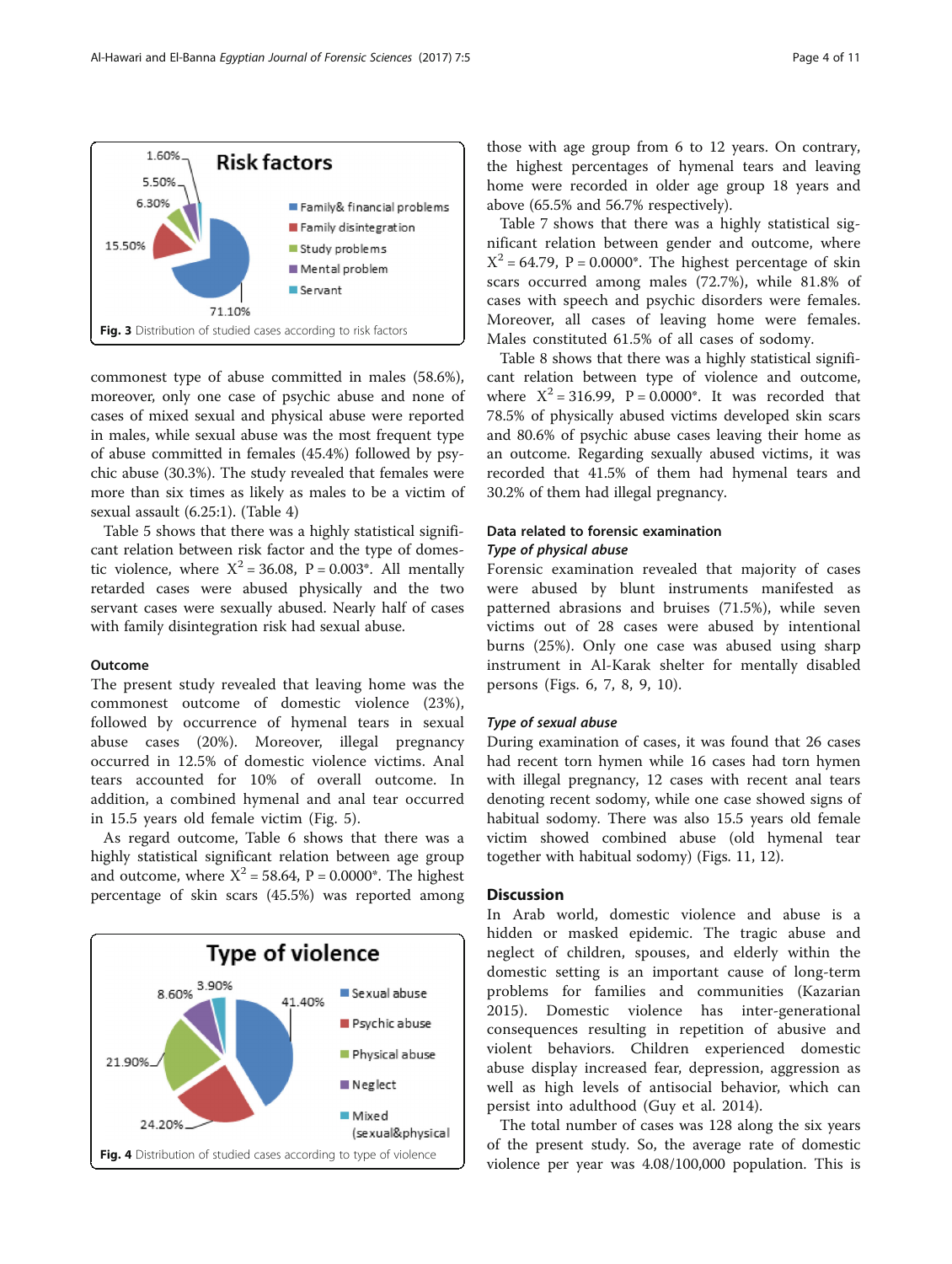Fig. 3 Distribution of studied cases according to risk factors

commonest type of abuse committed in males (58.6%), moreover, only one case of psychic abuse and none of cases of mixed sexual and physical abuse were reported in males, while sexual abuse was the most frequent type of abuse committed in females (45.4%) followed by psychic abuse (30.3%). The study revealed that females were more than six times as likely as males to be a victim of sexual assault (6.25:1). (Table 4)

Table 5 shows that there was a highly statistical significant relation between risk factor and the type of domestic violence, where $X^2 = 36.08$, $P = 0.003^*$. All mentally retarded cases were abused physically and the two servant cases were sexually abused. Nearly half of cases with family disintegration risk had sexual abuse.

### Outcome

The present study revealed that leaving home was the commonest outcome of domestic violence (23%), followed by occurrence of hymenal tears in sexual abuse cases (20%). Moreover, illegal pregnancy occurred in 12.5% of domestic violence victims. Anal tears accounted for 10% of overall outcome. In addition, a combined hymenal and anal tear occurred in 15.5 years old female victim (Fig. 5).

As regard outcome, Table 6 shows that there was a highly statistical significant relation between age group and outcome, where $X^2 = 58.64$, $P = 0.0000^*$. The highest percentage of skin scars (45.5%) was reported among

Fig. 4 Distribution of studied cases according to type of violence

those with age group from 6 to 12 years. On contrary, the highest percentages of hymenal tears and leaving home were recorded in older age group 18 years and above (65.5% and 56.7% respectively).

Table 7 shows that there was a highly statistical significant relation between gender and outcome, where $X^2 = 64.79$, $P = 0.0000^*$. The highest percentage of skin scars occurred among males (72.7%), while 81.8% of cases with speech and psychic disorders were females. Moreover, all cases of leaving home were females. Males constituted 61.5% of all cases of sodomy.

Table 8 shows that there was a highly statistical significant relation between type of violence and outcome, where $X^2 = 316.99$, $P = 0.0000^*$. It was recorded that 78.5% of physically abused victims developed skin scars and 80.6% of psychic abuse cases leaving their home as an outcome. Regarding sexually abused victims, it was recorded that 41.5% of them had hymenal tears and 30.2% of them had illegal pregnancy.

### Data related to forensic examination

#### *Type of physical abuse*

Forensic examination revealed that majority of cases were abused by blunt instruments manifested as patterned abrasions and bruises (71.5%), while seven victims out of 28 cases were abused by intentional burns (25%). Only one case was abused using sharp instrument in Al-Karak shelter for mentally disabled persons (Figs. 6, 7, 8, 9, 10).

#### *Type of sexual abuse*

During examination of cases, it was found that 26 cases had recent torn hymen while 16 cases had torn hymen with illegal pregnancy, 12 cases with recent anal tears denoting recent sodomy, while one case showed signs of habitual sodomy. There was also 15.5 years old female victim showed combined abuse (old hymenal tear together with habitual sodomy) (Figs. 11, 12).

## Discussion

In Arab world, domestic violence and abuse is a hidden or masked epidemic. The tragic abuse and neglect of children, spouses, and elderly within the domestic setting is an important cause of long-term problems for families and communities (Kazarian 2015). Domestic violence has inter-generational consequences resulting in repetition of abusive and violent behaviors. Children experienced domestic abuse display increased fear, depression, aggression as well as high levels of antisocial behavior, which can persist into adulthood (Guy et al. 2014).

The total number of cases was 128 along the six years of the present study. So, the average rate of domestic violence per year was 4.08/100,000 population. This is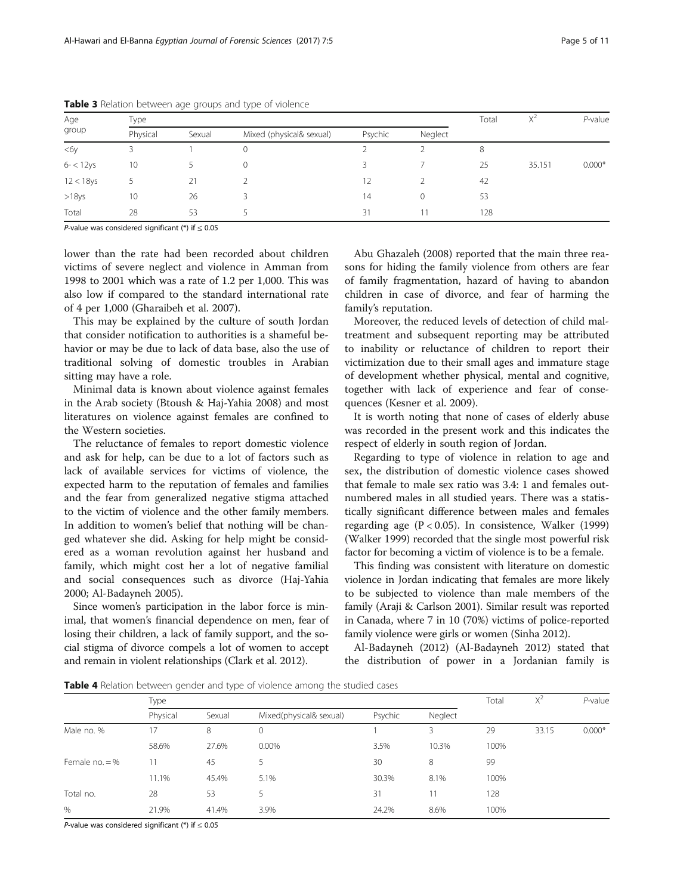**Table 3** Relation between age groups and type of violence

| Age group | Type | | | | | Total | $X^2$ | *P*-value |
|---|---|---|---|---|---|---|---|---|
| | Physical | Sexual | Mixed (physical& sexual) | Psychic | Neglect | | | |
| <6y | 3 | 1 | 0 | 2 | 2 | 8 | | |
| 6- < 12ys | 10 | 5 | 0 | 3 | 7 | 25 | 35.151 | 0.000* |
| 12 < 18ys | 5 | 21 | 2 | 12 | 2 | 42 | | |
| >18ys | 10 | 26 | 3 | 14 | 0 | 53 | | |
| Total | 28 | 53 | 5 | 31 | 11 | 128 | | |

*P*-value was considered significant (*) if ≤ 0.05

lower than the rate had been recorded about children victims of severe neglect and violence in Amman from 1998 to 2001 which was a rate of 1.2 per 1,000. This was also low if compared to the standard international rate of 4 per 1,000 (Gharaibeh et al. 2007).

This may be explained by the culture of south Jordan that consider notification to authorities is a shameful behavior or may be due to lack of data base, also the use of traditional solving of domestic troubles in Arabian sitting may have a role.

Minimal data is known about violence against females in the Arab society (Btoush & Haj-Yahia 2008) and most literatures on violence against females are confined to the Western societies.

The reluctance of females to report domestic violence and ask for help, can be due to a lot of factors such as lack of available services for victims of violence, the expected harm to the reputation of females and families and the fear from generalized negative stigma attached to the victim of violence and the other family members. In addition to women's belief that nothing will be changed whatever she did. Asking for help might be considered as a woman revolution against her husband and family, which might cost her a lot of negative familial and social consequences such as divorce (Haj-Yahia 2000; Al-Badayneh 2005).

Since women's participation in the labor force is minimal, that women's financial dependence on men, fear of losing their children, a lack of family support, and the social stigma of divorce compels a lot of women to accept and remain in violent relationships (Clark et al. 2012).

Abu Ghazaleh (2008) reported that the main three reasons for hiding the family violence from others are fear of family fragmentation, hazard of having to abandon children in case of divorce, and fear of harming the family's reputation.

Moreover, the reduced levels of detection of child maltreatment and subsequent reporting may be attributed to inability or reluctance of children to report their victimization due to their small ages and immature stage of development whether physical, mental and cognitive, together with lack of experience and fear of consequences (Kesner et al. 2009).

It is worth noting that none of cases of elderly abuse was recorded in the present work and this indicates the respect of elderly in south region of Jordan.

Regarding to type of violence in relation to age and sex, the distribution of domestic violence cases showed that female to male sex ratio was 3.4: 1 and females outnumbered males in all studied years. There was a statistically significant difference between males and females regarding age ($P < 0.05$). In consistence, Walker (1999) (Walker 1999) recorded that the single most powerful risk factor for becoming a victim of violence is to be a female.

This finding was consistent with literature on domestic violence in Jordan indicating that females are more likely to be subjected to violence than male members of the family (Araji & Carlson 2001). Similar result was reported in Canada, where 7 in 10 (70%) victims of police-reported family violence were girls or women (Sinha 2012).

Al-Badayneh (2012) (Al-Badayneh 2012) stated that the distribution of power in a Jordanian family is

**Table 4** Relation between gender and type of violence among the studied cases

| | Type | | | | | Total | $X^2$ | *P*-value |
|---|---|---|---|---|---|---|---|---|
| | Physical | Sexual | Mixed(physical& sexual) | Psychic | Neglect | | | |
| Male no. % | 17 | 8 | 0 | 1 | 3 | 29 | 33.15 | 0.000* |
| | 58.6% | 27.6% | 0.00% | 3.5% | 10.3% | 100% | | |
| Female no. = % | 11 | 45 | 5 | 30 | 8 | 99 | | |
| | 11.1% | 45.4% | 5.1% | 30.3% | 8.1% | 100% | | |
| Total no. | 28 | 53 | 5 | 31 | 11 | 128 | | |
| % | 21.9% | 41.4% | 3.9% | 24.2% | 8.6% | 100% | | |

*P*-value was considered significant (*) if ≤ 0.05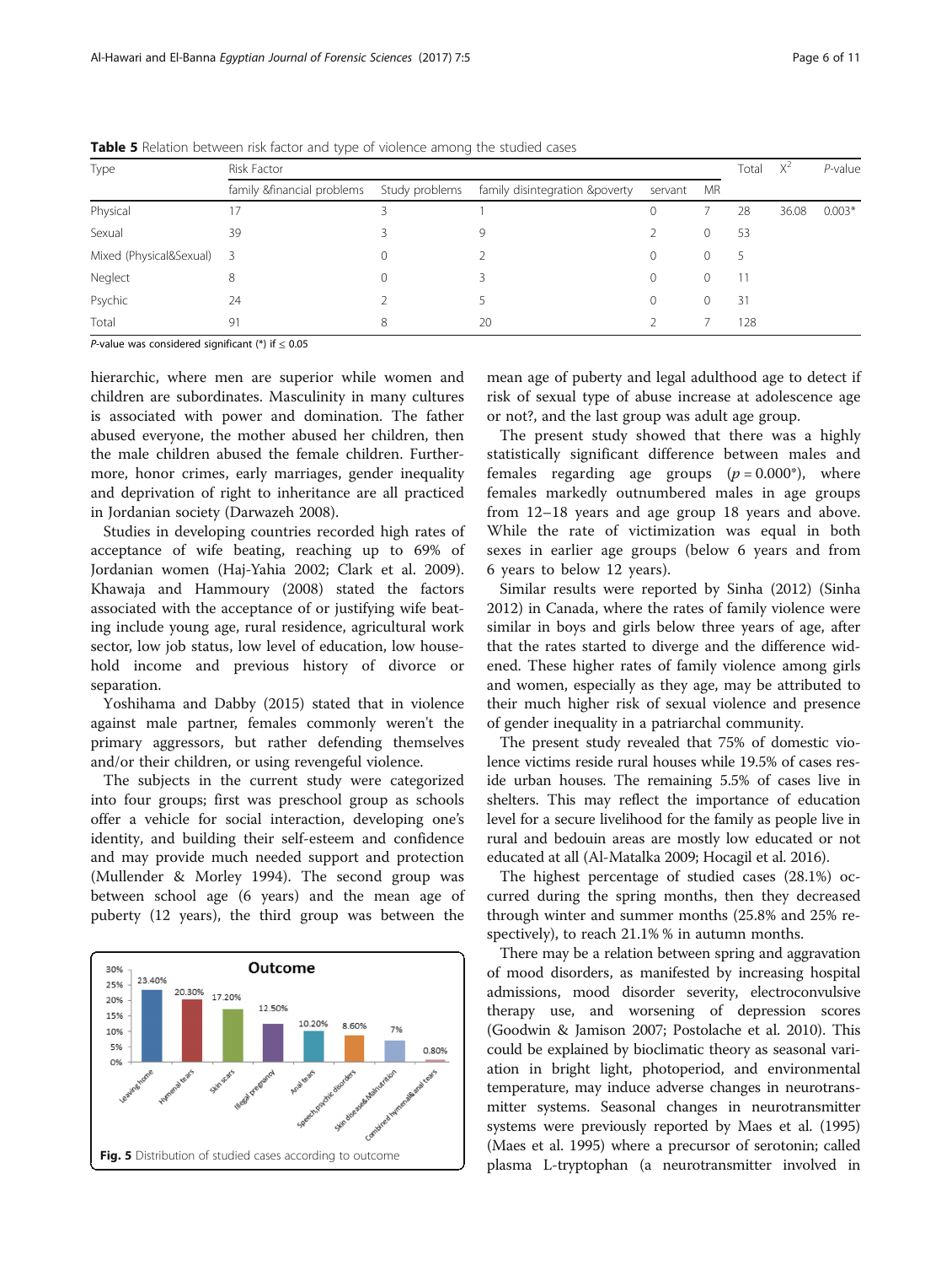**Table 5** Relation between risk factor and type of violence among the studied cases

| Type | Risk Factor | | | | | Total | $X^2$ | P-value |
|---|---|---|---|---|---|---|---|---|
| | family &financial problems | Study problems | family disintegration &poverty | servant | MR | | | |
| Physical | 17 | 3 | 1 | 0 | 7 | 28 | 36.08 | 0.003* |
| Sexual | 39 | 3 | 9 | 2 | 0 | 53 | | |
| Mixed (Physical&Sexual) | 3 | 0 | 2 | 0 | 0 | 5 | | |
| Neglect | 8 | 0 | 3 | 0 | 0 | 11 | | |
| Psychic | 24 | 2 | 5 | 0 | 0 | 31 | | |
| Total | 91 | 8 | 20 | 2 | 7 | 128 | | |

*P*-value was considered significant (*) if ≤ 0.05

hierarchic, where men are superior while women and children are subordinates. Masculinity in many cultures is associated with power and domination. The father abused everyone, the mother abused her children, then the male children abused the female children. Furthermore, honor crimes, early marriages, gender inequality and deprivation of right to inheritance are all practiced in Jordanian society (Darwazeh 2008).

Studies in developing countries recorded high rates of acceptance of wife beating, reaching up to 69% of Jordanian women (Haj-Yahia 2002; Clark et al. 2009). Khawaja and Hammoury (2008) stated the factors associated with the acceptance of or justifying wife beating include young age, rural residence, agricultural work sector, low job status, low level of education, low household income and previous history of divorce or separation.

Yoshihama and Dabby (2015) stated that in violence against male partner, females commonly weren't the primary aggressors, but rather defending themselves and/or their children, or using revengeful violence.

The subjects in the current study were categorized into four groups; first was preschool group as schools offer a vehicle for social interaction, developing one's identity, and building their self-esteem and confidence and may provide much needed support and protection (Mullender & Morley 1994). The second group was between school age (6 years) and the mean age of puberty (12 years), the third group was between the mean age of puberty and legal adulthood age to detect if risk of sexual type of abuse increase at adolescence age or not?, and the last group was adult age group.

Fig. 5 Distribution of studied cases according to outcome

The present study showed that there was a highly statistically significant difference between males and females regarding age groups ($p = 0.000$*), where females markedly outnumbered males in age groups from 12–18 years and age group 18 years and above. While the rate of victimization was equal in both sexes in earlier age groups (below 6 years and from 6 years to below 12 years).

Similar results were reported by Sinha (2012) (Sinha 2012) in Canada, where the rates of family violence were similar in boys and girls below three years of age, after that the rates started to diverge and the difference widened. These higher rates of family violence among girls and women, especially as they age, may be attributed to their much higher risk of sexual violence and presence of gender inequality in a patriarchal community.

The present study revealed that 75% of domestic violence victims reside rural houses while 19.5% of cases reside urban houses. The remaining 5.5% of cases live in shelters. This may reflect the importance of education level for a secure livelihood for the family as people live in rural and bedouin areas are mostly low educated or not educated at all (Al-Matalka 2009; Hocagil et al. 2016).

The highest percentage of studied cases (28.1%) occurred during the spring months, then they decreased through winter and summer months (25.8% and 25% respectively), to reach 21.1% % in autumn months.

There may be a relation between spring and aggravation of mood disorders, as manifested by increasing hospital admissions, mood disorder severity, electroconvulsive therapy use, and worsening of depression scores (Goodwin & Jamison 2007; Postolache et al. 2010). This could be explained by bioclimatic theory as seasonal variation in bright light, photoperiod, and environmental temperature, may induce adverse changes in neurotransmitter systems. Seasonal changes in neurotransmitter systems were previously reported by Maes et al. (1995) (Maes et al. 1995) where a precursor of serotonin; called plasma L-tryptophan (a neurotransmitter involved in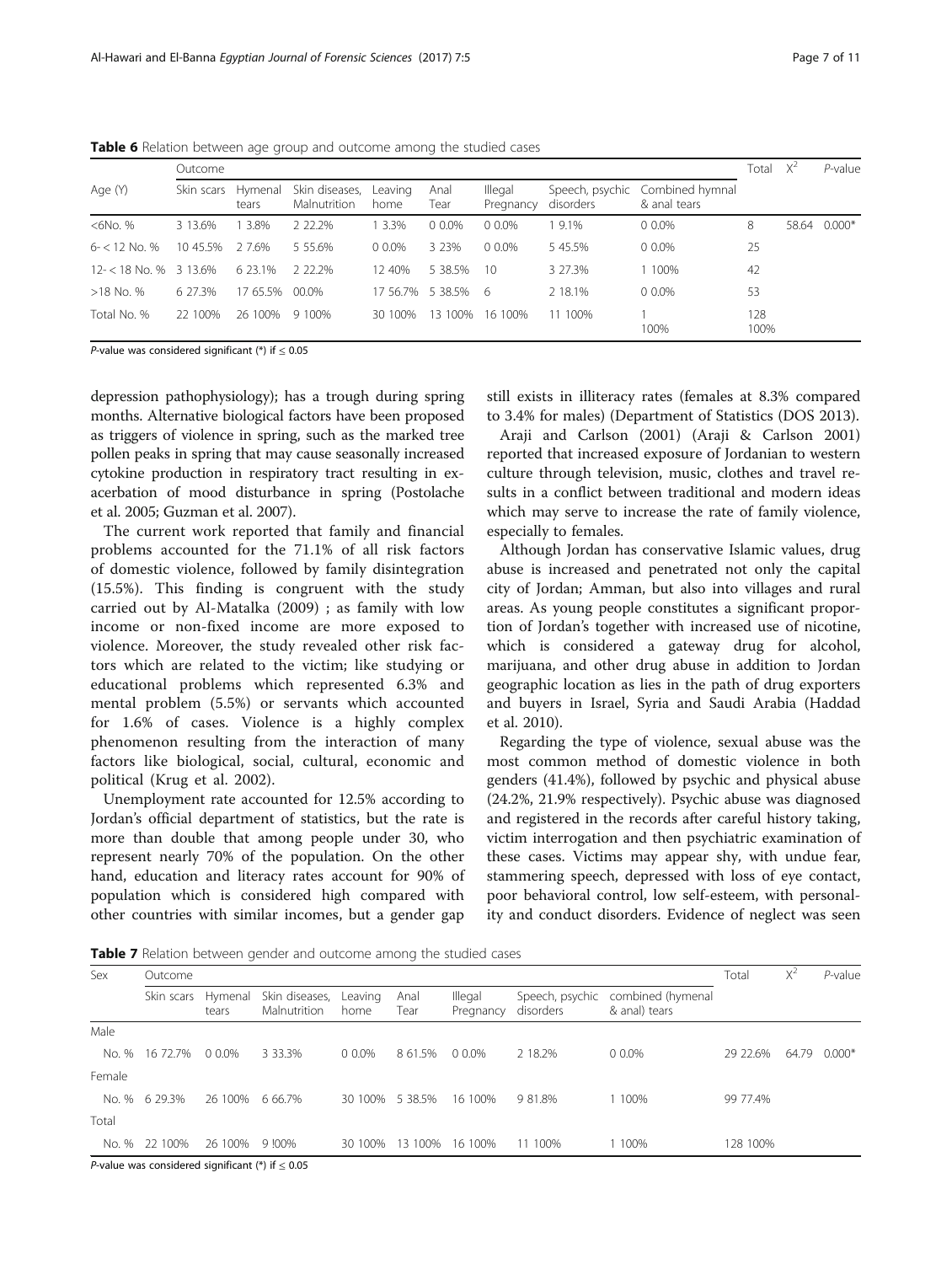**Table 6** Relation between age group and outcome among the studied cases

| Age (Y) | Outcome | | | | | | | | Total | $X^2$ | *P*-value |
|---|---|---|---|---|---|---|---|---|---|---|---|
| | Skin scars | Hymenal tears | Skin diseases, Malnutrition | Leaving home | Anal Tear | Illegal Pregnancy | Speech, psychic disorders | Combined hymnal & anal tears | | | |
| <6No. % | 3 13.6% | 1 3.8% | 2 22.2% | 1 3.3% | 0 0.0% | 0 0.0% | 1 9.1% | 0 0.0% | 8 | 58.64 | 0.000* |
| 6- < 12 No. % | 10 45.5% | 2 7.6% | 5 55.6% | 0 0.0% | 3 23% | 0 0.0% | 5 45.5% | 0 0.0% | 25 | | |
| 12- < 18 No. % | 3 13.6% | 6 23.1% | 2 22.2% | 12 40% | 5 38.5% | 10 | 3 27.3% | 1 100% | 42 | | |
| >18 No. % | 6 27.3% | 17 65.5% | 00.0% | 17 56.7% | 5 38.5% | 6 | 2 18.1% | 0 0.0% | 53 | | |
| Total No. % | 22 100% | 26 100% | 9 100% | 30 100% | 13 100% | 16 100% | 11 100% | 1 100% | 128 100% | | |

*P*-value was considered significant (*) if ≤ 0.05

depression pathophysiology); has a trough during spring months. Alternative biological factors have been proposed as triggers of violence in spring, such as the marked tree pollen peaks in spring that may cause seasonally increased cytokine production in respiratory tract resulting in exacerbation of mood disturbance in spring (Postolache et al. 2005; Guzman et al. 2007).

The current work reported that family and financial problems accounted for the 71.1% of all risk factors of domestic violence, followed by family disintegration (15.5%). This finding is congruent with the study carried out by Al-Matalka (2009) ; as family with low income or non-fixed income are more exposed to violence. Moreover, the study revealed other risk factors which are related to the victim; like studying or educational problems which represented 6.3% and mental problem (5.5%) or servants which accounted for 1.6% of cases. Violence is a highly complex phenomenon resulting from the interaction of many factors like biological, social, cultural, economic and political (Krug et al. 2002).

Unemployment rate accounted for 12.5% according to Jordan's official department of statistics, but the rate is more than double that among people under 30, who represent nearly 70% of the population. On the other hand, education and literacy rates account for 90% of population which is considered high compared with other countries with similar incomes, but a gender gap still exists in illiteracy rates (females at 8.3% compared to 3.4% for males) (Department of Statistics (DOS 2013).

Araji and Carlson (2001) (Araji & Carlson 2001) reported that increased exposure of Jordanian to western culture through television, music, clothes and travel results in a conflict between traditional and modern ideas which may serve to increase the rate of family violence, especially to females.

Although Jordan has conservative Islamic values, drug abuse is increased and penetrated not only the capital city of Jordan; Amman, but also into villages and rural areas. As young people constitutes a significant proportion of Jordan's together with increased use of nicotine, which is considered a gateway drug for alcohol, marijuana, and other drug abuse in addition to Jordan geographic location as lies in the path of drug exporters and buyers in Israel, Syria and Saudi Arabia (Haddad et al. 2010).

Regarding the type of violence, sexual abuse was the most common method of domestic violence in both genders (41.4%), followed by psychic and physical abuse (24.2%, 21.9% respectively). Psychic abuse was diagnosed and registered in the records after careful history taking, victim interrogation and then psychiatric examination of these cases. Victims may appear shy, with undue fear, stammering speech, depressed with loss of eye contact, poor behavioral control, low self-esteem, with personality and conduct disorders. Evidence of neglect was seen

**Table 7** Relation between gender and outcome among the studied cases

| Sex | Outcome | | | | | | | | Total | $X^2$ | *P*-value |
|---|---|---|---|---|---|---|---|---|---|---|---|
| | Skin scars | Hymenal tears | Skin diseases, Malnutrition | Leaving home | Anal Tear | Illegal Pregnancy | Speech, psychic disorders | combined (hymenal & anal) tears | | | |
| Male | | | | | | | | | | | |
| No. % | 16 72.7% | 0 0.0% | 3 33.3% | 0 0.0% | 8 61.5% | 0 0.0% | 2 18.2% | 0 0.0% | 29 22.6% | 64.79 | 0.000* |
| Female | | | | | | | | | | | |
| No. % | 6 29.3% | 26 100% | 6 66.7% | 30 100% | 5 38.5% | 16 100% | 9 81.8% | 1 100% | 99 77.4% | | |
| Total | | | | | | | | | | | |
| No. % | 22 100% | 26 100% | 9 !00% | 30 100% | 13 100% | 16 100% | 11 100% | 1 100% | 128 100% | | |

*P*-value was considered significant (*) if ≤ 0.05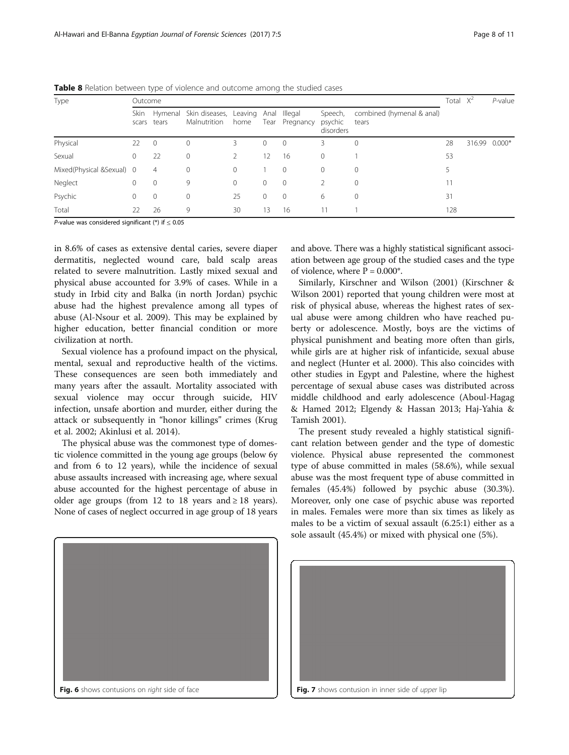**Table 8** Relation between type of violence and outcome among the studied cases

| Type | Outcome | | | | | | | | Total | $X^2$ | *P*-value |
|---|---|---|---|---|---|---|---|---|---|---|---|
| | Skin scars | Hymenal tears | Skin diseases, Malnutrition | Leaving home | Anal Tear | Illegal Pregnancy | Speech, psychic disorders | combined (hymenal & anal) tears | | | |
| Physical | 22 | 0 | 0 | 3 | 0 | 0 | 3 | 0 | 28 | 316.99 | 0.000* |
| Sexual | 0 | 22 | 0 | 2 | 12 | 16 | 0 | 1 | 53 | | |
| Mixed(Physical &Sexual) | 0 | 4 | 0 | 0 | 1 | 0 | 0 | 0 | 5 | | |
| Neglect | 0 | 0 | 9 | 0 | 0 | 0 | 2 | 0 | 11 | | |
| Psychic | 0 | 0 | 0 | 25 | 0 | 0 | 6 | 0 | 31 | | |
| Total | 22 | 26 | 9 | 30 | 13 | 16 | 11 | 1 | 128 | | |

*P*-value was considered significant (*) if ≤ 0.05

in 8.6% of cases as extensive dental caries, severe diaper dermatitis, neglected wound care, bald scalp areas related to severe malnutrition. Lastly mixed sexual and physical abuse accounted for 3.9% of cases. While in a study in Irbid city and Balka (in north Jordan) psychic abuse had the highest prevalence among all types of abuse (Al-Nsour et al. 2009). This may be explained by higher education, better financial condition or more civilization at north.

Sexual violence has a profound impact on the physical, mental, sexual and reproductive health of the victims. These consequences are seen both immediately and many years after the assault. Mortality associated with sexual violence may occur through suicide, HIV infection, unsafe abortion and murder, either during the attack or subsequently in "honor killings" crimes (Krug et al. 2002; Akinlusi et al. 2014).

The physical abuse was the commonest type of domestic violence committed in the young age groups (below 6y and from 6 to 12 years), while the incidence of sexual abuse assaults increased with increasing age, where sexual abuse accounted for the highest percentage of abuse in older age groups (from 12 to 18 years and ≥ 18 years). None of cases of neglect occurred in age group of 18 years and above. There was a highly statistical significant association between age group of the studied cases and the type of violence, where P = 0.000*.

Similarly, Kirschner and Wilson (2001) (Kirschner & Wilson 2001) reported that young children were most at risk of physical abuse, whereas the highest rates of sexual abuse were among children who have reached puberty or adolescence. Mostly, boys are the victims of physical punishment and beating more often than girls, while girls are at higher risk of infanticide, sexual abuse and neglect (Hunter et al. 2000). This also coincides with other studies in Egypt and Palestine, where the highest percentage of sexual abuse cases was distributed across middle childhood and early adolescence (Aboul-Hagag & Hamed 2012; Elgendy & Hassan 2013; Haj-Yahia & Tamish 2001).

The present study revealed a highly statistical significant relation between gender and the type of domestic violence. Physical abuse represented the commonest type of abuse committed in males (58.6%), while sexual abuse was the most frequent type of abuse committed in females (45.4%) followed by psychic abuse (30.3%). Moreover, only one case of psychic abuse was reported in males. Females were more than six times as likely as males to be a victim of sexual assault (6.25:1) either as a sole assault (45.4%) or mixed with physical one (5%).

**Fig. 6** shows contusions on *right* side of face

**Fig. 7** shows contusion in inner side of *upper* lip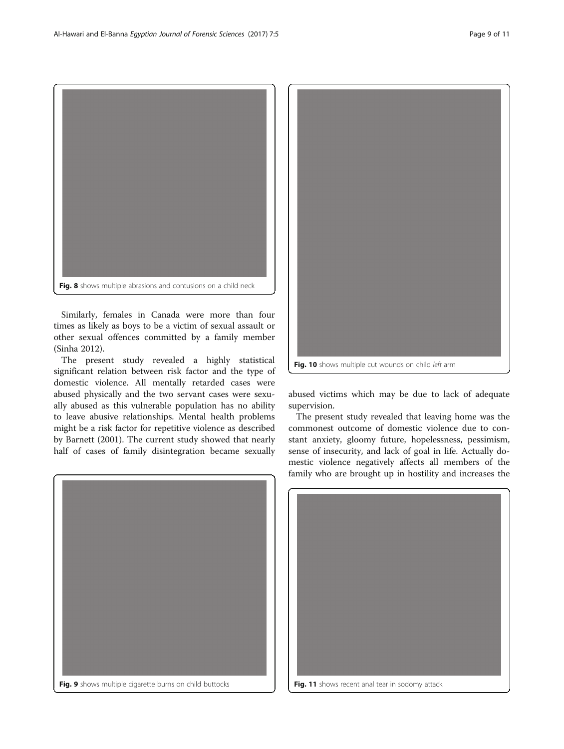Fig. 8 shows multiple abrasions and contusions on a child neck

Similarly, females in Canada were more than four times as likely as boys to be a victim of sexual assault or other sexual offences committed by a family member (Sinha 2012).

The present study revealed a highly statistical significant relation between risk factor and the type of domestic violence. All mentally retarded cases were abused physically and the two servant cases were sexually abused as this vulnerable population has no ability to leave abusive relationships. Mental health problems might be a risk factor for repetitive violence as described by Barnett (2001). The current study showed that nearly half of cases of family disintegration became sexually abused victims which may be due to lack of adequate supervision.

Fig. 10 shows multiple cut wounds on child *left* arm

The present study revealed that leaving home was the commonest outcome of domestic violence due to constant anxiety, gloomy future, hopelessness, pessimism, sense of insecurity, and lack of goal in life. Actually domestic violence negatively affects all members of the family who are brought up in hostility and increases the

Fig. 9 shows multiple cigarette burns on child buttocks

Fig. 11 shows recent anal tear in sodomy attack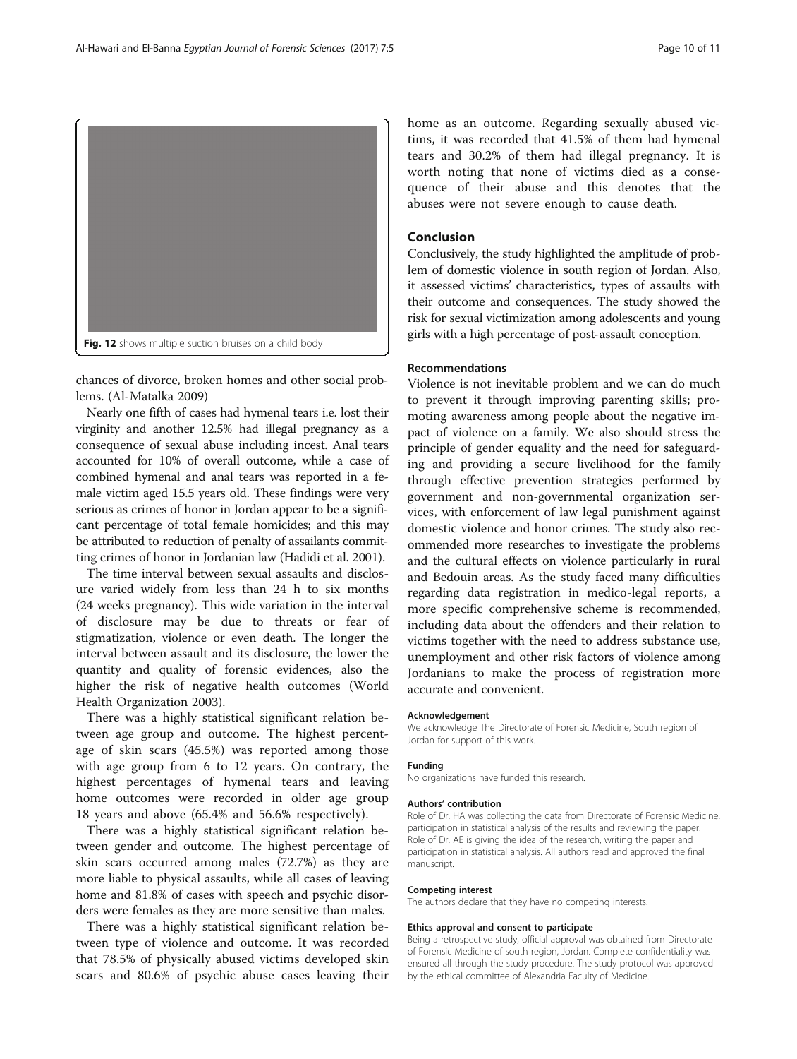Fig. 12 shows multiple suction bruises on a child body

chances of divorce, broken homes and other social problems. (Al-Matalka 2009)

Nearly one fifth of cases had hymenal tears i.e. lost their virginity and another 12.5% had illegal pregnancy as a consequence of sexual abuse including incest. Anal tears accounted for 10% of overall outcome, while a case of combined hymenal and anal tears was reported in a female victim aged 15.5 years old. These findings were very serious as crimes of honor in Jordan appear to be a significant percentage of total female homicides; and this may be attributed to reduction of penalty of assailants committing crimes of honor in Jordanian law (Hadidi et al. 2001).

The time interval between sexual assaults and disclosure varied widely from less than 24 h to six months (24 weeks pregnancy). This wide variation in the interval of disclosure may be due to threats or fear of stigmatization, violence or even death. The longer the interval between assault and its disclosure, the lower the quantity and quality of forensic evidences, also the higher the risk of negative health outcomes (World Health Organization 2003).

There was a highly statistical significant relation between age group and outcome. The highest percentage of skin scars (45.5%) was reported among those with age group from 6 to 12 years. On contrary, the highest percentages of hymenal tears and leaving home outcomes were recorded in older age group 18 years and above (65.4% and 56.6% respectively).

There was a highly statistical significant relation between gender and outcome. The highest percentage of skin scars occurred among males (72.7%) as they are more liable to physical assaults, while all cases of leaving home and 81.8% of cases with speech and psychic disorders were females as they are more sensitive than males.

There was a highly statistical significant relation between type of violence and outcome. It was recorded that 78.5% of physically abused victims developed skin scars and 80.6% of psychic abuse cases leaving their home as an outcome. Regarding sexually abused victims, it was recorded that 41.5% of them had hymenal tears and 30.2% of them had illegal pregnancy. It is worth noting that none of victims died as a consequence of their abuse and this denotes that the abuses were not severe enough to cause death.

## Conclusion

Conclusively, the study highlighted the amplitude of problem of domestic violence in south region of Jordan. Also, it assessed victims' characteristics, types of assaults with their outcome and consequences. The study showed the risk for sexual victimization among adolescents and young girls with a high percentage of post-assault conception.

### Recommendations

Violence is not inevitable problem and we can do much to prevent it through improving parenting skills; promoting awareness among people about the negative impact of violence on a family. We also should stress the principle of gender equality and the need for safeguarding and providing a secure livelihood for the family through effective prevention strategies performed by government and non-governmental organization services, with enforcement of law legal punishment against domestic violence and honor crimes. The study also recommended more researches to investigate the problems and the cultural effects on violence particularly in rural and Bedouin areas. As the study faced many difficulties regarding data registration in medico-legal reports, a more specific comprehensive scheme is recommended, including data about the offenders and their relation to victims together with the need to address substance use, unemployment and other risk factors of violence among Jordanians to make the process of registration more accurate and convenient.

#### Acknowledgement

We acknowledge The Directorate of Forensic Medicine, South region of Jordan for support of this work.

#### Funding

No organizations have funded this research.

#### Authors' contribution

Role of Dr. HA was collecting the data from Directorate of Forensic Medicine, participation in statistical analysis of the results and reviewing the paper. Role of Dr. AE is giving the idea of the research, writing the paper and participation in statistical analysis. All authors read and approved the final manuscript.

#### Competing interest

The authors declare that they have no competing interests.

#### Ethics approval and consent to participate

Being a retrospective study, official approval was obtained from Directorate of Forensic Medicine of south region, Jordan. Complete confidentiality was ensured all through the study procedure. The study protocol was approved by the ethical committee of Alexandria Faculty of Medicine.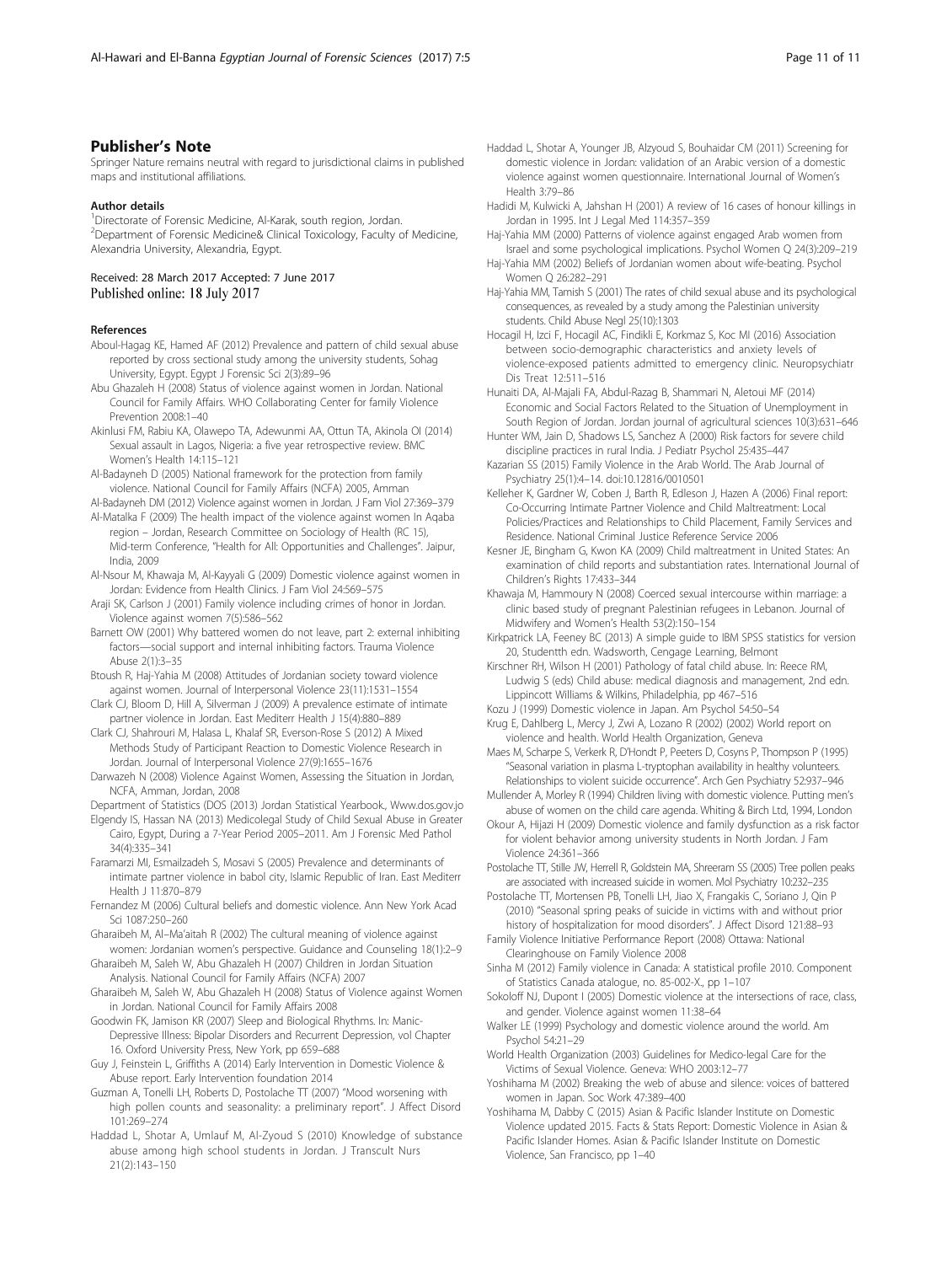## Publisher's Note

Springer Nature remains neutral with regard to jurisdictional claims in published maps and institutional affiliations.

### Author details

[1]Directorate of Forensic Medicine, Al-Karak, south region, Jordan. [2]Department of Forensic Medicine& Clinical Toxicology, Faculty of Medicine, Alexandria University, Alexandria, Egypt.

Received: 28 March 2017 Accepted: 7 June 2017
Published online: 18 July 2017

### References

Aboul-Hagag KE, Hamed AF (2012) Prevalence and pattern of child sexual abuse reported by cross sectional study among the university students, Sohag University, Egypt. Egypt J Forensic Sci 2(3):89–96

Abu Ghazaleh H (2008) Status of violence against women in Jordan. National Council for Family Affairs. WHO Collaborating Center for family Violence Prevention 2008:1–40

Akinlusi FM, Rabiu KA, Olawepo TA, Adewunmi AA, Ottun TA, Akinola OI (2014) Sexual assault in Lagos, Nigeria: a five year retrospective review. BMC Women's Health 14:115–121

Al-Badayneh D (2005) National framework for the protection from family violence. National Council for Family Affairs (NCFA) 2005, Amman

Al-Badayneh DM (2012) Violence against women in Jordan. J Fam Viol 27:369–379

Al-Matalka F (2009) The health impact of the violence against women In Aqaba region – Jordan, Research Committee on Sociology of Health (RC 15), Mid-term Conference, "Health for All: Opportunities and Challenges". Jaipur, India, 2009

Al-Nsour M, Khawaja M, Al-Kayyali G (2009) Domestic violence against women in Jordan: Evidence from Health Clinics. J Fam Viol 24:569–575

Araji SK, Carlson J (2001) Family violence including crimes of honor in Jordan. Violence against women 7(5):586–562

Barnett OW (2001) Why battered women do not leave, part 2: external inhibiting factors—social support and internal inhibiting factors. Trauma Violence Abuse 2(1):3–35

Btoush R, Haj-Yahia M (2008) Attitudes of Jordanian society toward violence against women. Journal of Interpersonal Violence 23(11):1531–1554

Clark CJ, Bloom D, Hill A, Silverman J (2009) A prevalence estimate of intimate partner violence in Jordan. East Mediterr Health J 15(4):880–889

Clark CJ, Shahrouri M, Halasa L, Khalaf SR, Everson-Rose S (2012) A Mixed Methods Study of Participant Reaction to Domestic Violence Research in Jordan. Journal of Interpersonal Violence 27(9):1655–1676

Darwazeh N (2008) Violence Against Women, Assessing the Situation in Jordan, NCFA, Amman, Jordan, 2008

Department of Statistics (DOS (2013) Jordan Statistical Yearbook., Www.dos.gov.jo

Elgendy IS, Hassan NA (2013) Medicolegal Study of Child Sexual Abuse in Greater Cairo, Egypt, During a 7-Year Period 2005–2011. Am J Forensic Med Pathol 34(4):335–341

Faramarzi MI, Esmailzadeh S, Mosavi S (2005) Prevalence and determinants of intimate partner violence in babol city, Islamic Republic of Iran. East Mediterr Health J 11:870–879

Fernandez M (2006) Cultural beliefs and domestic violence. Ann New York Acad Sci 1087:250–260

Gharaibeh M, Al–Ma'aitah R (2002) The cultural meaning of violence against women: Jordanian women's perspective. Guidance and Counseling 18(1):2–9

Gharaibeh M, Saleh W, Abu Ghazaleh H (2007) Children in Jordan Situation Analysis. National Council for Family Affairs (NCFA) 2007

Gharaibeh M, Saleh W, Abu Ghazaleh H (2008) Status of Violence against Women in Jordan. National Council for Family Affairs 2008

Goodwin FK, Jamison KR (2007) Sleep and Biological Rhythms. In: Manic-Depressive Illness: Bipolar Disorders and Recurrent Depression, vol Chapter 16. Oxford University Press, New York, pp 659–688

Guy J, Feinstein L, Griffiths A (2014) Early Intervention in Domestic Violence & Abuse report. Early Intervention foundation 2014

Guzman A, Tonelli LH, Roberts D, Postolache TT (2007) "Mood worsening with high pollen counts and seasonality: a preliminary report". J Affect Disord 101:269–274

Haddad L, Shotar A, Umlauf M, Al-Zyoud S (2010) Knowledge of substance abuse among high school students in Jordan. J Transcult Nurs 21(2):143–150

Haddad L, Shotar A, Younger JB, Alzyoud S, Bouhaidar CM (2011) Screening for domestic violence in Jordan: validation of an Arabic version of a domestic violence against women questionnaire. International Journal of Women's Health 3:79–86

Hadidi M, Kulwicki A, Jahshan H (2001) A review of 16 cases of honour killings in Jordan in 1995. Int J Legal Med 114:357–359

Haj-Yahia MM (2000) Patterns of violence against engaged Arab women from Israel and some psychological implications. Psychol Women Q 24(3):209–219

Haj-Yahia MM (2002) Beliefs of Jordanian women about wife-beating. Psychol Women Q 26:282–291

Haj-Yahia MM, Tamish S (2001) The rates of child sexual abuse and its psychological consequences, as revealed by a study among the Palestinian university students. Child Abuse Negl 25(10):1303

Hocagil H, Izci F, Hocagil AC, Findikli E, Korkmaz S, Koc MI (2016) Association between socio-demographic characteristics and anxiety levels of violence-exposed patients admitted to emergency clinic. Neuropsychiatr Dis Treat 12:511–516

Hunaiti DA, Al-Majali FA, Abdul-Razag B, Shammari N, Aletoui MF (2014) Economic and Social Factors Related to the Situation of Unemployment in South Region of Jordan. Jordan journal of agricultural sciences 10(3):631–646

Hunter WM, Jain D, Shadows LS, Sanchez A (2000) Risk factors for severe child discipline practices in rural India. J Pediatr Psychol 25:435–447

Kazarian SS (2015) Family Violence in the Arab World. The Arab Journal of Psychiatry 25(1):4–14. doi:10.12816/0010501

Kelleher K, Gardner W, Coben J, Barth R, Edleson J, Hazen A (2006) Final report: Co-Occurring Intimate Partner Violence and Child Maltreatment: Local Policies/Practices and Relationships to Child Placement, Family Services and Residence. National Criminal Justice Reference Service 2006

Kesner JE, Bingham G, Kwon KA (2009) Child maltreatment in United States: An examination of child reports and substantiation rates. International Journal of Children's Rights 17:433–344

Khawaja M, Hammoury N (2008) Coerced sexual intercourse within marriage: a clinic based study of pregnant Palestinian refugees in Lebanon. Journal of Midwifery and Women's Health 53(2):150–154

Kirkpatrick LA, Feeney BC (2013) A simple guide to IBM SPSS statistics for version 20, Studentth edn. Wadsworth, Cengage Learning, Belmont

Kirschner RH, Wilson H (2001) Pathology of fatal child abuse. In: Reece RM, Ludwig S (eds) Child abuse: medical diagnosis and management, 2nd edn. Lippincott Williams & Wilkins, Philadelphia, pp 467–516

Kozu J (1999) Domestic violence in Japan. Am Psychol 54:50–54

Krug E, Dahlberg L, Mercy J, Zwi A, Lozano R (2002) (2002) World report on violence and health. World Health Organization, Geneva

Maes M, Scharpe S, Verkerk R, D'Hondt P, Peeters D, Cosyns P, Thompson P (1995) "Seasonal variation in plasma L-tryptophan availability in healthy volunteers. Relationships to violent suicide occurrence". Arch Gen Psychiatry 52:937–946

Mullender A, Morley R (1994) Children living with domestic violence. Putting men's abuse of women on the child care agenda. Whiting & Birch Ltd, 1994, London

Okour A, Hijazi H (2009) Domestic violence and family dysfunction as a risk factor for violent behavior among university students in North Jordan. J Fam Violence 24:361–366

Postolache TT, Stille JW, Herrell R, Goldstein MA, Shreeram SS (2005) Tree pollen peaks are associated with increased suicide in women. Mol Psychiatry 10:232–235

Postolache TT, Mortensen PB, Tonelli LH, Jiao X, Frangakis C, Soriano J, Qin P (2010) "Seasonal spring peaks of suicide in victims with and without prior history of hospitalization for mood disorders". J Affect Disord 121:88–93

Family Violence Initiative Performance Report (2008) Ottawa: National Clearinghouse on Family Violence 2008

Sinha M (2012) Family violence in Canada: A statistical profile 2010. Component of Statistics Canada atalogue, no. 85-002-X., pp 1–107

Sokoloff NJ, Dupont I (2005) Domestic violence at the intersections of race, class, and gender. Violence against women 11:38–64

Walker LE (1999) Psychology and domestic violence around the world. Am Psychol 54:21–29

World Health Organization (2003) Guidelines for Medico-legal Care for the Victims of Sexual Violence. Geneva: WHO 2003:12–77

Yoshihama M (2002) Breaking the web of abuse and silence: voices of battered women in Japan. Soc Work 47:389–400

Yoshihama M, Dabby C (2015) Asian & Pacific Islander Institute on Domestic Violence updated 2015. Facts & Stats Report: Domestic Violence in Asian & Pacific Islander Homes. Asian & Pacific Islander Institute on Domestic Violence, San Francisco, pp 1–40